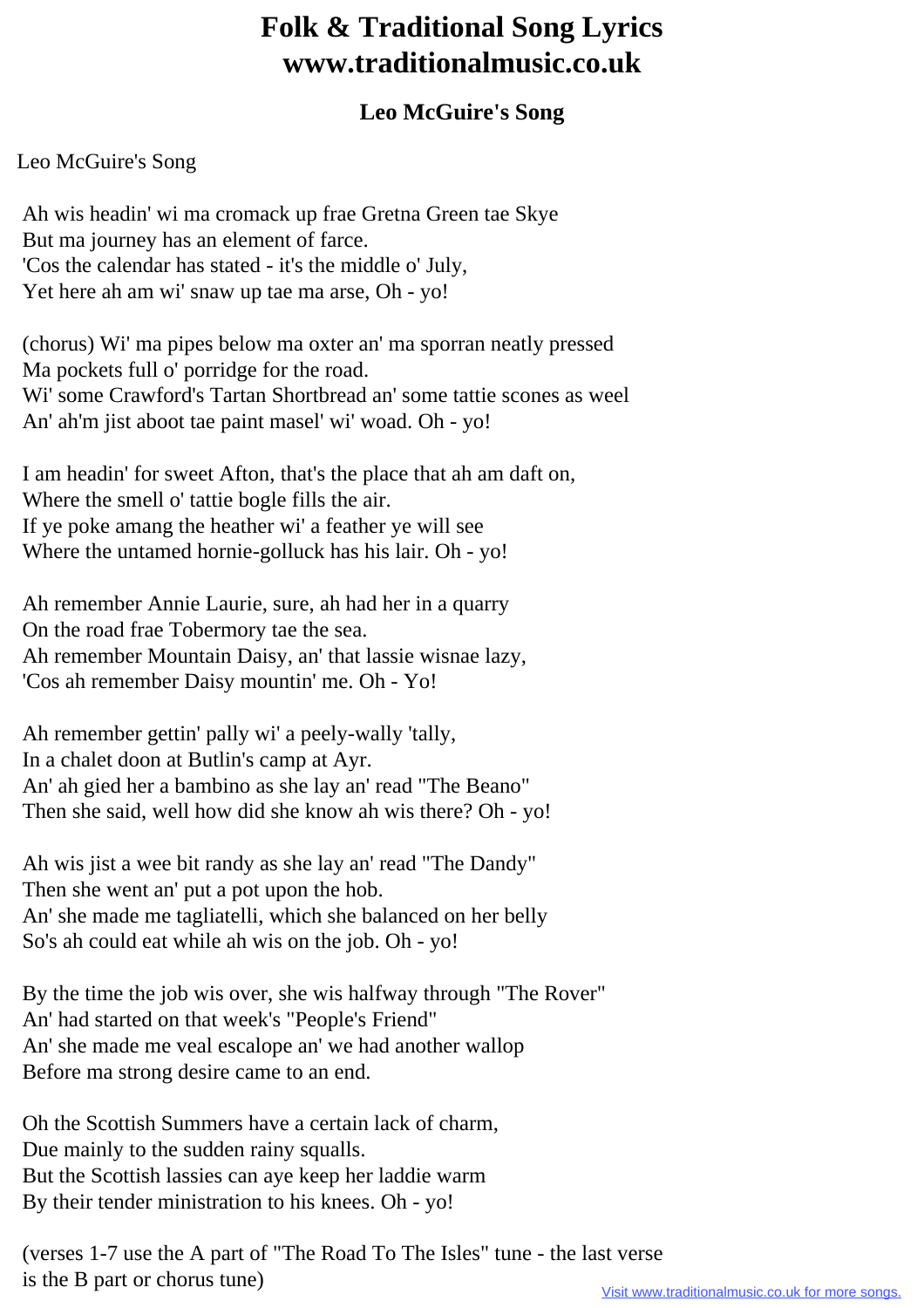# Folk & Traditional Song Lyrics www.traditionalmusic.co.uk

## Leo McGuire's Song

Leo McGuire's Song

Ah wis headin' wi ma cromack up frae Gretna Green tae Skye
But ma journey has an element of farce.
'Cos the calendar has stated - it's the middle o' July,
Yet here ah am wi' snaw up tae ma arse, Oh - yo!

(chorus) Wi' ma pipes below ma oxter an' ma sporran neatly pressed
Ma pockets full o' porridge for the road.
Wi' some Crawford's Tartan Shortbread an' some tattie scones as weel
An' ah'm jist aboot tae paint masel' wi' woad. Oh - yo!

I am headin' for sweet Afton, that's the place that ah am daft on,
Where the smell o' tattie bogle fills the air.
If ye poke amang the heather wi' a feather ye will see
Where the untamed hornie-golluck has his lair. Oh - yo!

Ah remember Annie Laurie, sure, ah had her in a quarry
On the road frae Tobermory tae the sea.
Ah remember Mountain Daisy, an' that lassie wisnae lazy,
'Cos ah remember Daisy mountin' me. Oh - Yo!

Ah remember gettin' pally wi' a peely-wally 'tally,
In a chalet doon at Butlin's camp at Ayr.
An' ah gied her a bambino as she lay an' read "The Beano"
Then she said, well how did she know ah wis there? Oh - yo!

Ah wis jist a wee bit randy as she lay an' read "The Dandy"
Then she went an' put a pot upon the hob.
An' she made me tagliatelli, which she balanced on her belly
So's ah could eat while ah wis on the job. Oh - yo!

By the time the job wis over, she wis halfway through "The Rover"
An' had started on that week's "People's Friend"
An' she made me veal escalope an' we had another wallop
Before ma strong desire came to an end.

Oh the Scottish Summers have a certain lack of charm,
Due mainly to the sudden rainy squalls.
But the Scottish lassies can aye keep her laddie warm
By their tender ministration to his knees. Oh - yo!

(verses 1-7 use the A part of "The Road To The Isles" tune - the last verse is the B part or chorus tune)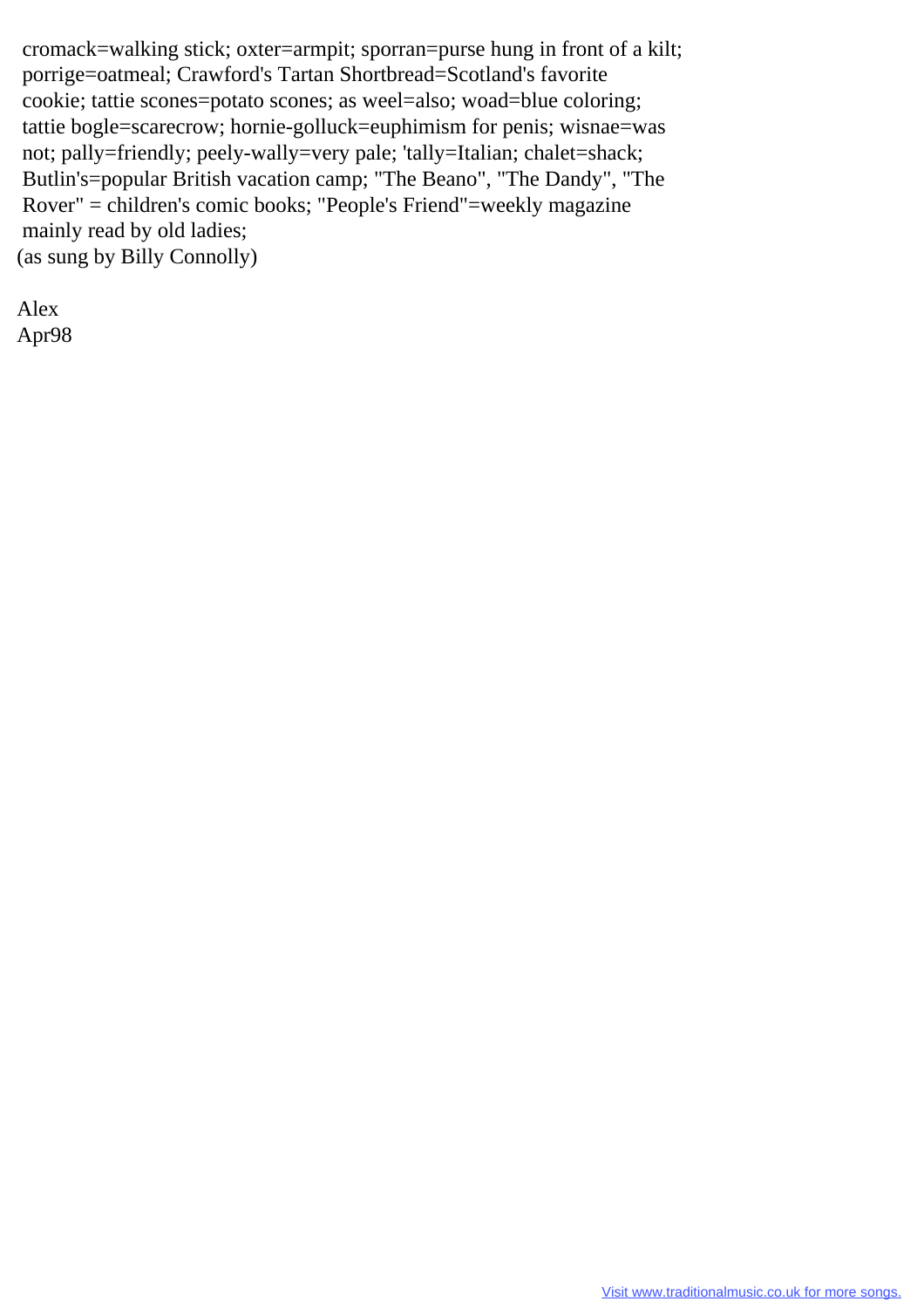cromack=walking stick; oxter=armpit; sporran=purse hung in front of a kilt; porrige=oatmeal; Crawford's Tartan Shortbread=Scotland's favorite cookie; tattie scones=potato scones; as weel=also; woad=blue coloring; tattie bogle=scarecrow; hornie-golluck=euphimism for penis; wisnae=was not; pally=friendly; peely-wally=very pale; 'tally=Italian; chalet=shack; Butlin's=popular British vacation camp; "The Beano", "The Dandy", "The Rover" = children's comic books; "People's Friend"=weekly magazine mainly read by old ladies;

(as sung by Billy Connolly)

Alex
Apr98